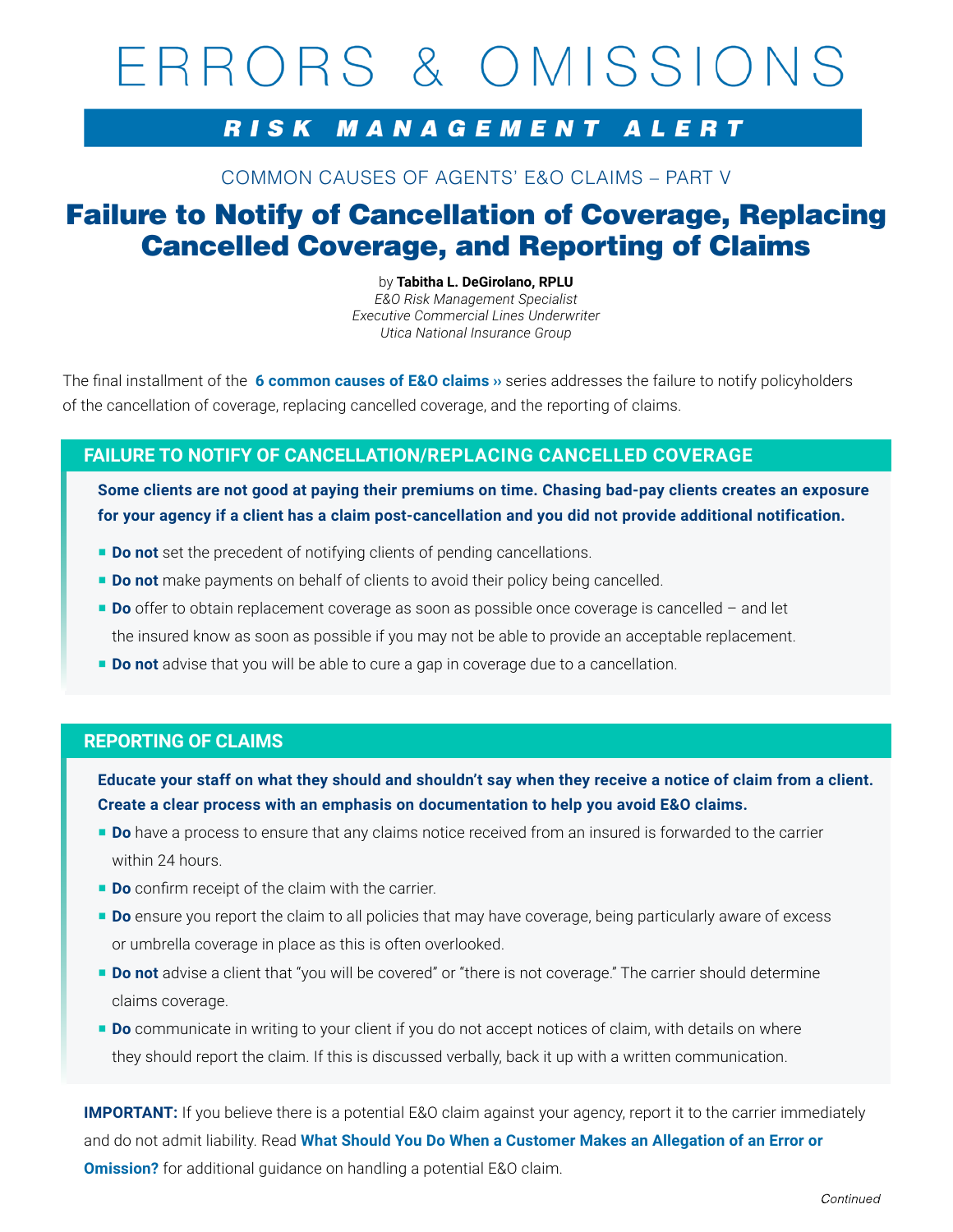# ERRORS & OMISSIONS

## *RISK MANAGEMENT ALERT*

COMMON CAUSES OF AGENTS' E&O CLAIMS – PART V

# Failure to Notify of Cancellation of Coverage, Replacing Cancelled Coverage, and Reporting of Claims

by **Tabitha L. DeGirolano, RPLU**
*E&O Risk Management Specialist*
*Executive Commercial Lines Underwriter*
*Utica National Insurance Group*

The final installment of the **6 common causes of E&O claims ››** series addresses the failure to notify policyholders of the cancellation of coverage, replacing cancelled coverage, and the reporting of claims.

## FAILURE TO NOTIFY OF CANCELLATION/REPLACING CANCELLED COVERAGE

**Some clients are not good at paying their premiums on time. Chasing bad-pay clients creates an exposure for your agency if a client has a claim post-cancellation and you did not provide additional notification.**

- **Do not** set the precedent of notifying clients of pending cancellations.
- **Do not** make payments on behalf of clients to avoid their policy being cancelled.
- **Do** offer to obtain replacement coverage as soon as possible once coverage is cancelled – and let the insured know as soon as possible if you may not be able to provide an acceptable replacement.
- **Do not** advise that you will be able to cure a gap in coverage due to a cancellation.

## REPORTING OF CLAIMS

**Educate your staff on what they should and shouldn't say when they receive a notice of claim from a client. Create a clear process with an emphasis on documentation to help you avoid E&O claims.**

- **Do** have a process to ensure that any claims notice received from an insured is forwarded to the carrier within 24 hours.
- **Do** confirm receipt of the claim with the carrier.
- **Do** ensure you report the claim to all policies that may have coverage, being particularly aware of excess or umbrella coverage in place as this is often overlooked.
- **Do not** advise a client that "you will be covered" or "there is not coverage." The carrier should determine claims coverage.
- **Do** communicate in writing to your client if you do not accept notices of claim, with details on where they should report the claim. If this is discussed verbally, back it up with a written communication.

**IMPORTANT:** If you believe there is a potential E&O claim against your agency, report it to the carrier immediately and do not admit liability. Read **What Should You Do When a Customer Makes an Allegation of an Error or Omission?** for additional guidance on handling a potential E&O claim.

*Continued*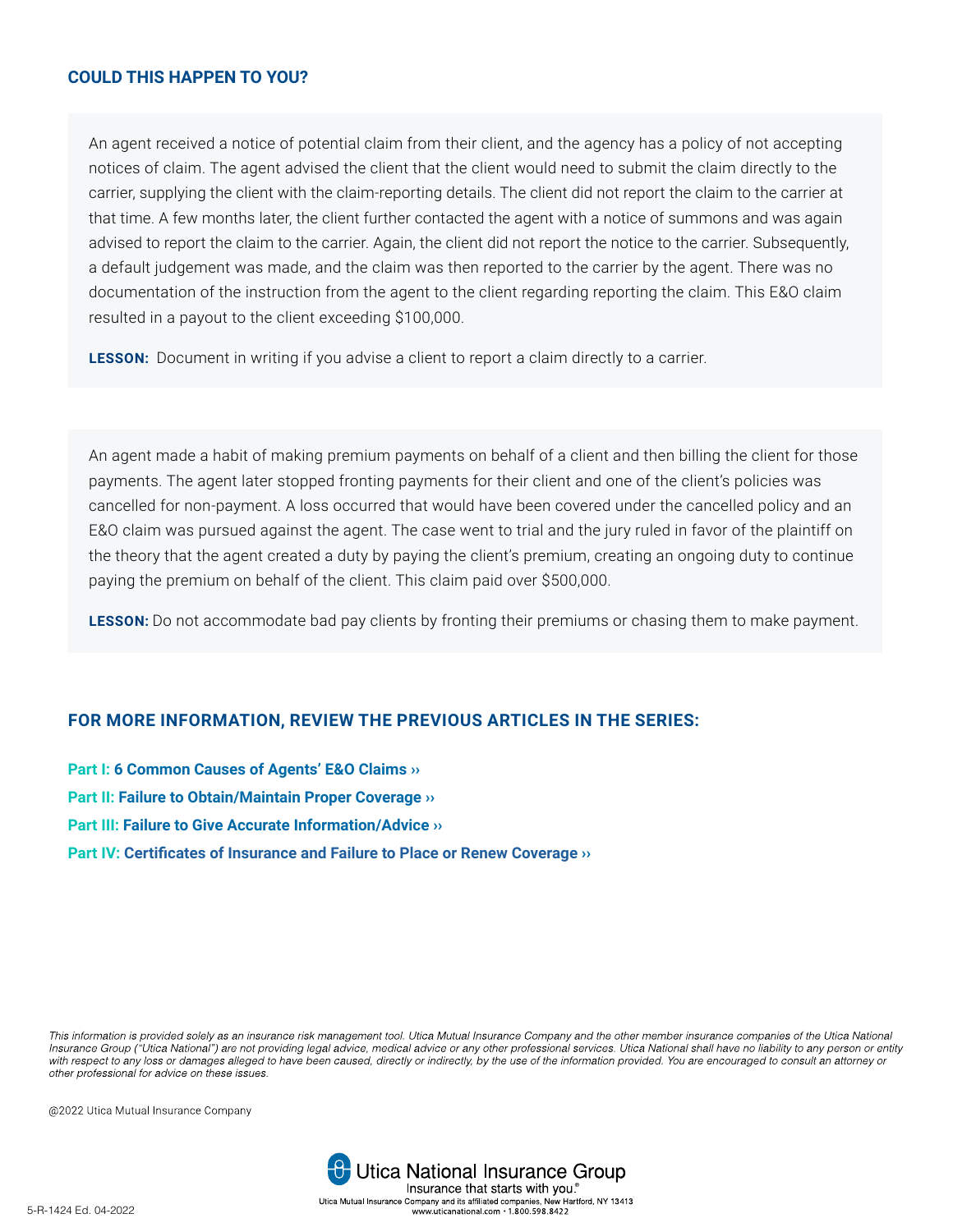## COULD THIS HAPPEN TO YOU?

An agent received a notice of potential claim from their client, and the agency has a policy of not accepting notices of claim. The agent advised the client that the client would need to submit the claim directly to the carrier, supplying the client with the claim-reporting details. The client did not report the claim to the carrier at that time. A few months later, the client further contacted the agent with a notice of summons and was again advised to report the claim to the carrier. Again, the client did not report the notice to the carrier. Subsequently, a default judgement was made, and the claim was then reported to the carrier by the agent. There was no documentation of the instruction from the agent to the client regarding reporting the claim. This E&O claim resulted in a payout to the client exceeding $100,000.

**LESSON:** Document in writing if you advise a client to report a claim directly to a carrier.

An agent made a habit of making premium payments on behalf of a client and then billing the client for those payments. The agent later stopped fronting payments for their client and one of the client's policies was cancelled for non-payment. A loss occurred that would have been covered under the cancelled policy and an E&O claim was pursued against the agent. The case went to trial and the jury ruled in favor of the plaintiff on the theory that the agent created a duty by paying the client's premium, creating an ongoing duty to continue paying the premium on behalf of the client. This claim paid over $500,000.

**LESSON:** Do not accommodate bad pay clients by fronting their premiums or chasing them to make payment.

## FOR MORE INFORMATION, REVIEW THE PREVIOUS ARTICLES IN THE SERIES:

**Part I: 6 Common Causes of Agents' E&O Claims ››**
**Part II: Failure to Obtain/Maintain Proper Coverage ››**
**Part III: Failure to Give Accurate Information/Advice ››**
**Part IV: Certificates of Insurance and Failure to Place or Renew Coverage ››**

*This information is provided solely as an insurance risk management tool. Utica Mutual Insurance Company and the other member insurance companies of the Utica National Insurance Group ("Utica National") are not providing legal advice, medical advice or any other professional services. Utica National shall have no liability to any person or entity with respect to any loss or damages alleged to have been caused, directly or indirectly, by the use of the information provided. You are encouraged to consult an attorney or other professional for advice on these issues.*

@2022 Utica Mutual Insurance Company

Utica National Insurance Group
Insurance that starts with you.®
Utica Mutual Insurance Company and its affiliated companies, New Hartford, NY 13413
www.uticanational.com • 1.800.598.8422

5-R-1424 Ed. 04-2022